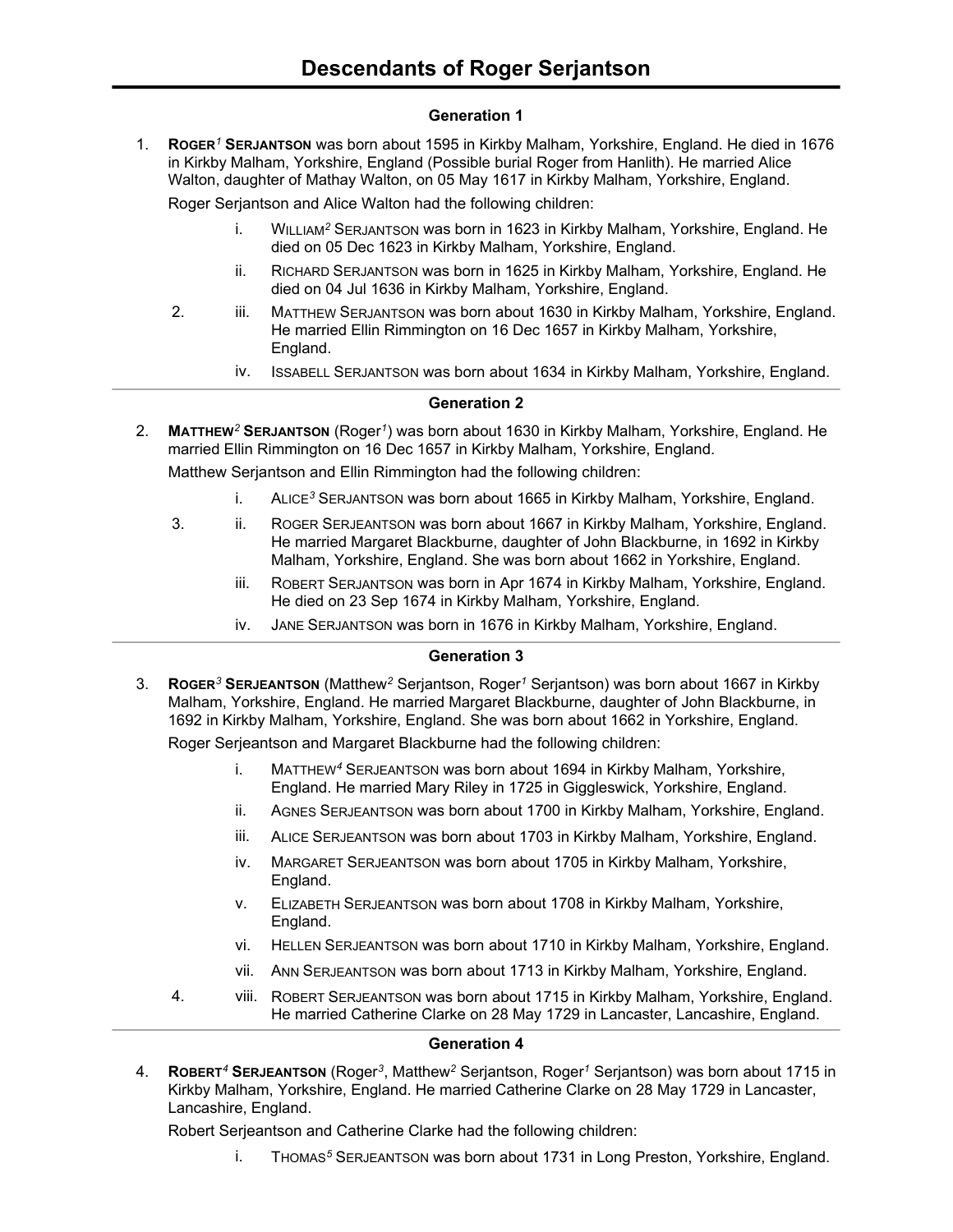# Descendants of Roger Serjantson

## Generation 1

1. **ROGER[1] SERJANTSON** was born about 1595 in Kirkby Malham, Yorkshire, England. He died in 1676 in Kirkby Malham, Yorkshire, England (Possible burial Roger from Hanlith). He married Alice Walton, daughter of Mathay Walton, on 05 May 1617 in Kirkby Malham, Yorkshire, England.

   Roger Serjantson and Alice Walton had the following children:

   - i. WILLIAM[2] SERJANTSON was born in 1623 in Kirkby Malham, Yorkshire, England. He died on 05 Dec 1623 in Kirkby Malham, Yorkshire, England.
   - ii. RICHARD SERJANTSON was born in 1625 in Kirkby Malham, Yorkshire, England. He died on 04 Jul 1636 in Kirkby Malham, Yorkshire, England.
   - 2. iii. MATTHEW SERJANTSON was born about 1630 in Kirkby Malham, Yorkshire, England. He married Ellin Rimmington on 16 Dec 1657 in Kirkby Malham, Yorkshire, England.
   - iv. ISSABELL SERJANTSON was born about 1634 in Kirkby Malham, Yorkshire, England.

## Generation 2

2. **MATTHEW[2] SERJANTSON** (Roger[1]) was born about 1630 in Kirkby Malham, Yorkshire, England. He married Ellin Rimmington on 16 Dec 1657 in Kirkby Malham, Yorkshire, England.

   Matthew Serjantson and Ellin Rimmington had the following children:

   - i. ALICE[3] SERJANTSON was born about 1665 in Kirkby Malham, Yorkshire, England.
   - 3. ii. ROGER SERJEANTSON was born about 1667 in Kirkby Malham, Yorkshire, England. He married Margaret Blackburne, daughter of John Blackburne, in 1692 in Kirkby Malham, Yorkshire, England. She was born about 1662 in Yorkshire, England.
   - iii. ROBERT SERJANTSON was born in Apr 1674 in Kirkby Malham, Yorkshire, England. He died on 23 Sep 1674 in Kirkby Malham, Yorkshire, England.
   - iv. JANE SERJANTSON was born in 1676 in Kirkby Malham, Yorkshire, England.

## Generation 3

3. **ROGER[3] SERJEANTSON** (Matthew[2] Serjantson, Roger[1] Serjantson) was born about 1667 in Kirkby Malham, Yorkshire, England. He married Margaret Blackburne, daughter of John Blackburne, in 1692 in Kirkby Malham, Yorkshire, England. She was born about 1662 in Yorkshire, England.

   Roger Serjeantson and Margaret Blackburne had the following children:

   - i. MATTHEW[4] SERJEANTSON was born about 1694 in Kirkby Malham, Yorkshire, England. He married Mary Riley in 1725 in Giggleswick, Yorkshire, England.
   - ii. AGNES SERJEANTSON was born about 1700 in Kirkby Malham, Yorkshire, England.
   - iii. ALICE SERJEANTSON was born about 1703 in Kirkby Malham, Yorkshire, England.
   - iv. MARGARET SERJEANTSON was born about 1705 in Kirkby Malham, Yorkshire, England.
   - v. ELIZABETH SERJEANTSON was born about 1708 in Kirkby Malham, Yorkshire, England.
   - vi. HELLEN SERJEANTSON was born about 1710 in Kirkby Malham, Yorkshire, England.
   - vii. ANN SERJEANTSON was born about 1713 in Kirkby Malham, Yorkshire, England.
   - 4. viii. ROBERT SERJEANTSON was born about 1715 in Kirkby Malham, Yorkshire, England. He married Catherine Clarke on 28 May 1729 in Lancaster, Lancashire, England.

## Generation 4

4. **ROBERT[4] SERJEANTSON** (Roger[3], Matthew[2] Serjantson, Roger[1] Serjantson) was born about 1715 in Kirkby Malham, Yorkshire, England. He married Catherine Clarke on 28 May 1729 in Lancaster, Lancashire, England.

   Robert Serjeantson and Catherine Clarke had the following children:

   - i. THOMAS[5] SERJEANTSON was born about 1731 in Long Preston, Yorkshire, England.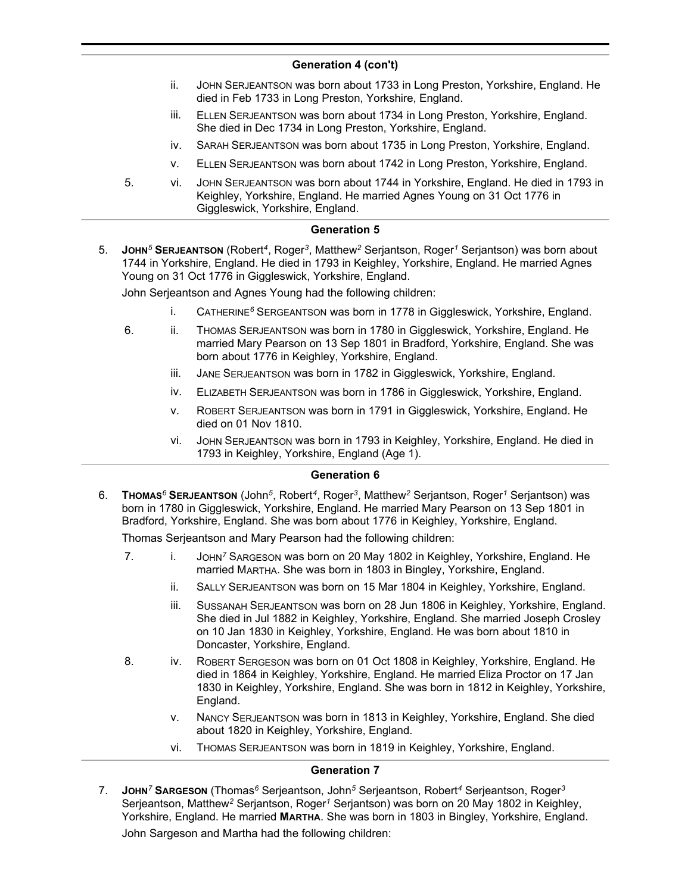## Generation 4 (con't)

ii. John Serjeantson was born about 1733 in Long Preston, Yorkshire, England. He died in Feb 1733 in Long Preston, Yorkshire, England.

iii. Ellen Serjeantson was born about 1734 in Long Preston, Yorkshire, England. She died in Dec 1734 in Long Preston, Yorkshire, England.

iv. Sarah Serjeantson was born about 1735 in Long Preston, Yorkshire, England.

v. Ellen Serjeantson was born about 1742 in Long Preston, Yorkshire, England.

5. vi. John Serjeantson was born about 1744 in Yorkshire, England. He died in 1793 in Keighley, Yorkshire, England. He married Agnes Young on 31 Oct 1776 in Giggleswick, Yorkshire, England.

## Generation 5

5. **John[5] Serjeantson** (Robert[4], Roger[3], Matthew[2] Serjantson, Roger[1] Serjantson) was born about 1744 in Yorkshire, England. He died in 1793 in Keighley, Yorkshire, England. He married Agnes Young on 31 Oct 1776 in Giggleswick, Yorkshire, England.

John Serjeantson and Agnes Young had the following children:

i. Catherine[6] Sergeantson was born in 1778 in Giggleswick, Yorkshire, England.

6. ii. Thomas Serjeantson was born in 1780 in Giggleswick, Yorkshire, England. He married Mary Pearson on 13 Sep 1801 in Bradford, Yorkshire, England. She was born about 1776 in Keighley, Yorkshire, England.

iii. Jane Serjeantson was born in 1782 in Giggleswick, Yorkshire, England.

iv. Elizabeth Serjeantson was born in 1786 in Giggleswick, Yorkshire, England.

v. Robert Serjeantson was born in 1791 in Giggleswick, Yorkshire, England. He died on 01 Nov 1810.

vi. John Serjeantson was born in 1793 in Keighley, Yorkshire, England. He died in 1793 in Keighley, Yorkshire, England (Age 1).

## Generation 6

6. **Thomas[6] Serjeantson** (John[5], Robert[4], Roger[3], Matthew[2] Serjantson, Roger[1] Serjantson) was born in 1780 in Giggleswick, Yorkshire, England. He married Mary Pearson on 13 Sep 1801 in Bradford, Yorkshire, England. She was born about 1776 in Keighley, Yorkshire, England.

Thomas Serjeantson and Mary Pearson had the following children:

7. i. John[7] Sargeson was born on 20 May 1802 in Keighley, Yorkshire, England. He married Martha. She was born in 1803 in Bingley, Yorkshire, England.

ii. Sally Serjeantson was born on 15 Mar 1804 in Keighley, Yorkshire, England.

iii. Sussanah Serjeantson was born on 28 Jun 1806 in Keighley, Yorkshire, England. She died in Jul 1882 in Keighley, Yorkshire, England. She married Joseph Crosley on 10 Jan 1830 in Keighley, Yorkshire, England. He was born about 1810 in Doncaster, Yorkshire, England.

8. iv. Robert Sergeson was born on 01 Oct 1808 in Keighley, Yorkshire, England. He died in 1864 in Keighley, Yorkshire, England. He married Eliza Proctor on 17 Jan 1830 in Keighley, Yorkshire, England. She was born in 1812 in Keighley, Yorkshire, England.

v. Nancy Serjeantson was born in 1813 in Keighley, Yorkshire, England. She died about 1820 in Keighley, Yorkshire, England.

vi. Thomas Serjeantson was born in 1819 in Keighley, Yorkshire, England.

## Generation 7

7. **John[7] Sargeson** (Thomas[6] Serjeantson, John[5] Serjeantson, Robert[4] Serjeantson, Roger[3] Serjeantson, Matthew[2] Serjantson, Roger[1] Serjantson) was born on 20 May 1802 in Keighley, Yorkshire, England. He married **Martha**. She was born in 1803 in Bingley, Yorkshire, England.

John Sargeson and Martha had the following children: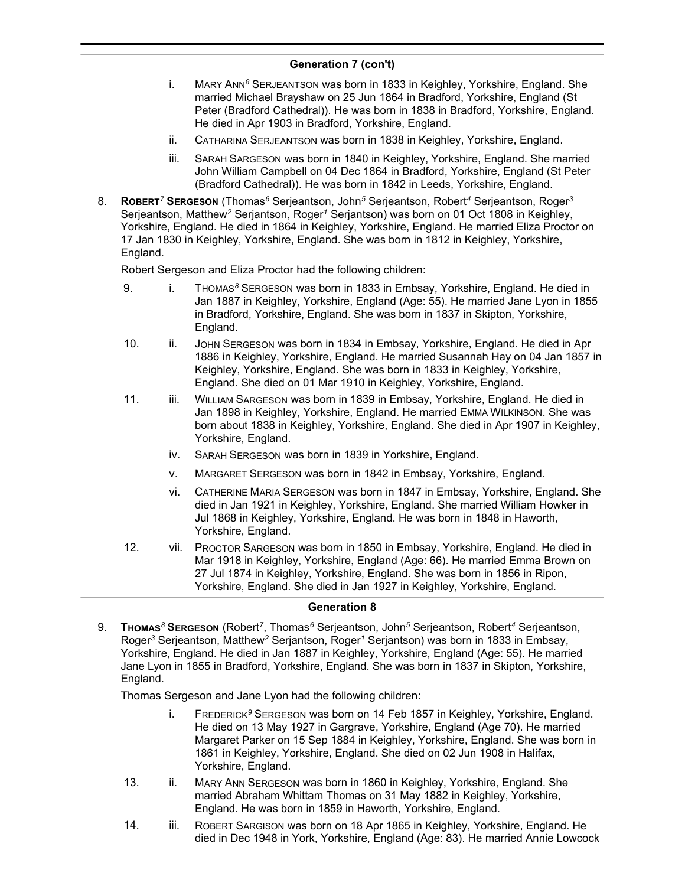## Generation 7 (con't)

- i. Mary Ann[8] Serjeantson was born in 1833 in Keighley, Yorkshire, England. She married Michael Brayshaw on 25 Jun 1864 in Bradford, Yorkshire, England (St Peter (Bradford Cathedral)). He was born in 1838 in Bradford, Yorkshire, England. He died in Apr 1903 in Bradford, Yorkshire, England.
- ii. Catharina Serjeantson was born in 1838 in Keighley, Yorkshire, England.
- iii. Sarah Sargeson was born in 1840 in Keighley, Yorkshire, England. She married John William Campbell on 04 Dec 1864 in Bradford, Yorkshire, England (St Peter (Bradford Cathedral)). He was born in 1842 in Leeds, Yorkshire, England.

8. **Robert[7] Sergeson** (Thomas[6] Serjeantson, John[5] Serjeantson, Robert[4] Serjeantson, Roger[3] Serjeantson, Matthew[2] Serjantson, Roger[1] Serjantson) was born on 01 Oct 1808 in Keighley, Yorkshire, England. He died in 1864 in Keighley, Yorkshire, England. He married Eliza Proctor on 17 Jan 1830 in Keighley, Yorkshire, England. She was born in 1812 in Keighley, Yorkshire, England.

   Robert Sergeson and Eliza Proctor had the following children:

   - 9. i. Thomas[8] Sergeson was born in 1833 in Embsay, Yorkshire, England. He died in Jan 1887 in Keighley, Yorkshire, England (Age: 55). He married Jane Lyon in 1855 in Bradford, Yorkshire, England. She was born in 1837 in Skipton, Yorkshire, England.
   - 10. ii. John Sergeson was born in 1834 in Embsay, Yorkshire, England. He died in Apr 1886 in Keighley, Yorkshire, England. He married Susannah Hay on 04 Jan 1857 in Keighley, Yorkshire, England. She was born in 1833 in Keighley, Yorkshire, England. She died on 01 Mar 1910 in Keighley, Yorkshire, England.
   - 11. iii. William Sargeson was born in 1839 in Embsay, Yorkshire, England. He died in Jan 1898 in Keighley, Yorkshire, England. He married Emma Wilkinson. She was born about 1838 in Keighley, Yorkshire, England. She died in Apr 1907 in Keighley, Yorkshire, England.
   - iv. Sarah Sergeson was born in 1839 in Yorkshire, England.
   - v. Margaret Sergeson was born in 1842 in Embsay, Yorkshire, England.
   - vi. Catherine Maria Sergeson was born in 1847 in Embsay, Yorkshire, England. She died in Jan 1921 in Keighley, Yorkshire, England. She married William Howker in Jul 1868 in Keighley, Yorkshire, England. He was born in 1848 in Haworth, Yorkshire, England.
   - 12. vii. Proctor Sargeson was born in 1850 in Embsay, Yorkshire, England. He died in Mar 1918 in Keighley, Yorkshire, England (Age: 66). He married Emma Brown on 27 Jul 1874 in Keighley, Yorkshire, England. She was born in 1856 in Ripon, Yorkshire, England. She died in Jan 1927 in Keighley, Yorkshire, England.

## Generation 8

9. **Thomas[8] Sergeson** (Robert[7], Thomas[6] Serjeantson, John[5] Serjeantson, Robert[4] Serjeantson, Roger[3] Serjeantson, Matthew[2] Serjantson, Roger[1] Serjantson) was born in 1833 in Embsay, Yorkshire, England. He died in Jan 1887 in Keighley, Yorkshire, England (Age: 55). He married Jane Lyon in 1855 in Bradford, Yorkshire, England. She was born in 1837 in Skipton, Yorkshire, England.

   Thomas Sergeson and Jane Lyon had the following children:

   - i. Frederick[9] Sergeson was born on 14 Feb 1857 in Keighley, Yorkshire, England. He died on 13 May 1927 in Gargrave, Yorkshire, England (Age 70). He married Margaret Parker on 15 Sep 1884 in Keighley, Yorkshire, England. She was born in 1861 in Keighley, Yorkshire, England. She died on 02 Jun 1908 in Halifax, Yorkshire, England.
   - 13. ii. Mary Ann Sergeson was born in 1860 in Keighley, Yorkshire, England. She married Abraham Whittam Thomas on 31 May 1882 in Keighley, Yorkshire, England. He was born in 1859 in Haworth, Yorkshire, England.
   - 14. iii. Robert Sargison was born on 18 Apr 1865 in Keighley, Yorkshire, England. He died in Dec 1948 in York, Yorkshire, England (Age: 83). He married Annie Lowcock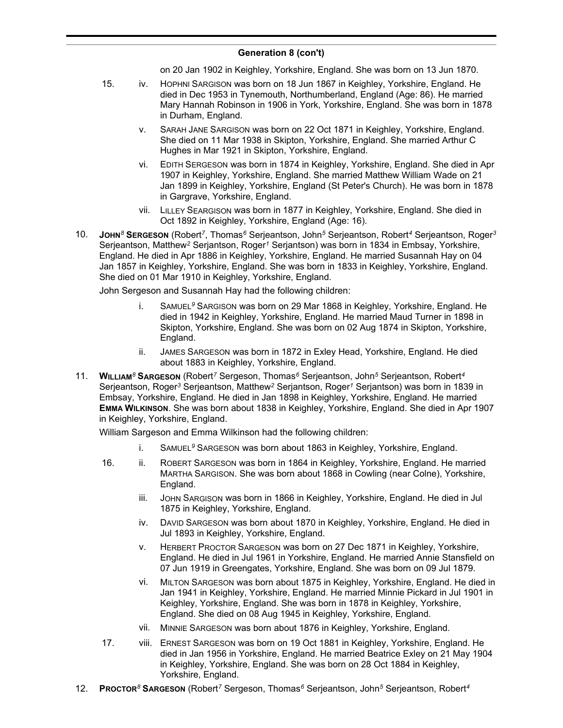## Generation 8 (con't)

on 20 Jan 1902 in Keighley, Yorkshire, England. She was born on 13 Jun 1870.

15. iv. HOPHNI SARGISON was born on 18 Jun 1867 in Keighley, Yorkshire, England. He died in Dec 1953 in Tynemouth, Northumberland, England (Age: 86). He married Mary Hannah Robinson in 1906 in York, Yorkshire, England. She was born in 1878 in Durham, England.

v. SARAH JANE SARGISON was born on 22 Oct 1871 in Keighley, Yorkshire, England. She died on 11 Mar 1938 in Skipton, Yorkshire, England. She married Arthur C Hughes in Mar 1921 in Skipton, Yorkshire, England.

vi. EDITH SERGESON was born in 1874 in Keighley, Yorkshire, England. She died in Apr 1907 in Keighley, Yorkshire, England. She married Matthew William Wade on 21 Jan 1899 in Keighley, Yorkshire, England (St Peter's Church). He was born in 1878 in Gargrave, Yorkshire, England.

vii. LILLEY SEARGISON was born in 1877 in Keighley, Yorkshire, England. She died in Oct 1892 in Keighley, Yorkshire, England (Age: 16).

10. **JOHN[8] SERGESON** (Robert[7], Thomas[6] Serjeantson, John[5] Serjeantson, Robert[4] Serjeantson, Roger[3] Serjeantson, Matthew[2] Serjantson, Roger[1] Serjantson) was born in 1834 in Embsay, Yorkshire, England. He died in Apr 1886 in Keighley, Yorkshire, England. He married Susannah Hay on 04 Jan 1857 in Keighley, Yorkshire, England. She was born in 1833 in Keighley, Yorkshire, England. She died on 01 Mar 1910 in Keighley, Yorkshire, England.

John Sergeson and Susannah Hay had the following children:

i. SAMUEL[9] SARGISON was born on 29 Mar 1868 in Keighley, Yorkshire, England. He died in 1942 in Keighley, Yorkshire, England. He married Maud Turner in 1898 in Skipton, Yorkshire, England. She was born on 02 Aug 1874 in Skipton, Yorkshire, England.

ii. JAMES SARGESON was born in 1872 in Exley Head, Yorkshire, England. He died about 1883 in Keighley, Yorkshire, England.

11. **WILLIAM[8] SARGESON** (Robert[7] Sergeson, Thomas[6] Serjeantson, John[5] Serjeantson, Robert[4] Serjeantson, Roger[3] Serjeantson, Matthew[2] Serjantson, Roger[1] Serjantson) was born in 1839 in Embsay, Yorkshire, England. He died in Jan 1898 in Keighley, Yorkshire, England. He married **EMMA WILKINSON**. She was born about 1838 in Keighley, Yorkshire, England. She died in Apr 1907 in Keighley, Yorkshire, England.

William Sargeson and Emma Wilkinson had the following children:

i. SAMUEL[9] SARGESON was born about 1863 in Keighley, Yorkshire, England.

16. ii. ROBERT SARGESON was born in 1864 in Keighley, Yorkshire, England. He married MARTHA SARGISON. She was born about 1868 in Cowling (near Colne), Yorkshire, England.

iii. JOHN SARGISON was born in 1866 in Keighley, Yorkshire, England. He died in Jul 1875 in Keighley, Yorkshire, England.

iv. DAVID SARGESON was born about 1870 in Keighley, Yorkshire, England. He died in Jul 1893 in Keighley, Yorkshire, England.

v. HERBERT PROCTOR SARGESON was born on 27 Dec 1871 in Keighley, Yorkshire, England. He died in Jul 1961 in Yorkshire, England. He married Annie Stansfield on 07 Jun 1919 in Greengates, Yorkshire, England. She was born on 09 Jul 1879.

vi. MILTON SARGESON was born about 1875 in Keighley, Yorkshire, England. He died in Jan 1941 in Keighley, Yorkshire, England. He married Minnie Pickard in Jul 1901 in Keighley, Yorkshire, England. She was born in 1878 in Keighley, Yorkshire, England. She died on 08 Aug 1945 in Keighley, Yorkshire, England.

vii. MINNIE SARGESON was born about 1876 in Keighley, Yorkshire, England.

17. viii. ERNEST SARGESON was born on 19 Oct 1881 in Keighley, Yorkshire, England. He died in Jan 1956 in Yorkshire, England. He married Beatrice Exley on 21 May 1904 in Keighley, Yorkshire, England. She was born on 28 Oct 1884 in Keighley, Yorkshire, England.

12. **PROCTOR[8] SARGESON** (Robert[7] Sergeson, Thomas[6] Serjeantson, John[5] Serjeantson, Robert[4]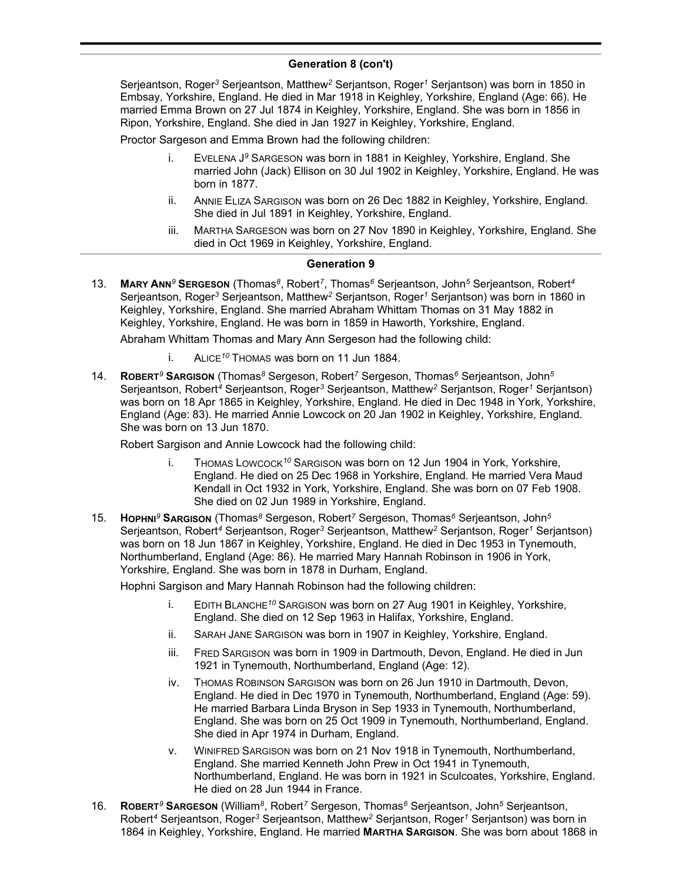## Generation 8 (con't)

Serjeantson, Roger[3] Serjeantson, Matthew[2] Serjantson, Roger[1] Serjantson) was born in 1850 in Embsay, Yorkshire, England. He died in Mar 1918 in Keighley, Yorkshire, England (Age: 66). He married Emma Brown on 27 Jul 1874 in Keighley, Yorkshire, England. She was born in 1856 in Ripon, Yorkshire, England. She died in Jan 1927 in Keighley, Yorkshire, England.

Proctor Sargeson and Emma Brown had the following children:

- i. EVELENA J[9] SARGESON was born in 1881 in Keighley, Yorkshire, England. She married John (Jack) Ellison on 30 Jul 1902 in Keighley, Yorkshire, England. He was born in 1877.
- ii. ANNIE ELIZA SARGISON was born on 26 Dec 1882 in Keighley, Yorkshire, England. She died in Jul 1891 in Keighley, Yorkshire, England.
- iii. MARTHA SARGESON was born on 27 Nov 1890 in Keighley, Yorkshire, England. She died in Oct 1969 in Keighley, Yorkshire, England.

## Generation 9

13. **MARY ANN[9] SERGESON** (Thomas[8], Robert[7], Thomas[6] Serjeantson, John[5] Serjeantson, Robert[4] Serjeantson, Roger[3] Serjeantson, Matthew[2] Serjantson, Roger[1] Serjantson) was born in 1860 in Keighley, Yorkshire, England. She married Abraham Whittam Thomas on 31 May 1882 in Keighley, Yorkshire, England. He was born in 1859 in Haworth, Yorkshire, England.

    Abraham Whittam Thomas and Mary Ann Sergeson had the following child:

    - i. ALICE[10] THOMAS was born on 11 Jun 1884.

14. **ROBERT[9] SARGISON** (Thomas[8] Sergeson, Robert[7] Sergeson, Thomas[6] Serjeantson, John[5] Serjeantson, Robert[4] Serjeantson, Roger[3] Serjeantson, Matthew[2] Serjantson, Roger[1] Serjantson) was born on 18 Apr 1865 in Keighley, Yorkshire, England. He died in Dec 1948 in York, Yorkshire, England (Age: 83). He married Annie Lowcock on 20 Jan 1902 in Keighley, Yorkshire, England. She was born on 13 Jun 1870.

    Robert Sargison and Annie Lowcock had the following child:

    - i. THOMAS LOWCOCK[10] SARGISON was born on 12 Jun 1904 in York, Yorkshire, England. He died on 25 Dec 1968 in Yorkshire, England. He married Vera Maud Kendall in Oct 1932 in York, Yorkshire, England. She was born on 07 Feb 1908. She died on 02 Jun 1989 in Yorkshire, England.

15. **HOPHNI[9] SARGISON** (Thomas[8] Sergeson, Robert[7] Sergeson, Thomas[6] Serjeantson, John[5] Serjeantson, Robert[4] Serjeantson, Roger[3] Serjeantson, Matthew[2] Serjantson, Roger[1] Serjantson) was born on 18 Jun 1867 in Keighley, Yorkshire, England. He died in Dec 1953 in Tynemouth, Northumberland, England (Age: 86). He married Mary Hannah Robinson in 1906 in York, Yorkshire, England. She was born in 1878 in Durham, England.

    Hophni Sargison and Mary Hannah Robinson had the following children:

    - i. EDITH BLANCHE[10] SARGISON was born on 27 Aug 1901 in Keighley, Yorkshire, England. She died on 12 Sep 1963 in Halifax, Yorkshire, England.
    - ii. SARAH JANE SARGISON was born in 1907 in Keighley, Yorkshire, England.
    - iii. FRED SARGISON was born in 1909 in Dartmouth, Devon, England. He died in Jun 1921 in Tynemouth, Northumberland, England (Age: 12).
    - iv. THOMAS ROBINSON SARGISON was born on 26 Jun 1910 in Dartmouth, Devon, England. He died in Dec 1970 in Tynemouth, Northumberland, England (Age: 59). He married Barbara Linda Bryson in Sep 1933 in Tynemouth, Northumberland, England. She was born on 25 Oct 1909 in Tynemouth, Northumberland, England. She died in Apr 1974 in Durham, England.
    - v. WINIFRED SARGISON was born on 21 Nov 1918 in Tynemouth, Northumberland, England. She married Kenneth John Prew in Oct 1941 in Tynemouth, Northumberland, England. He was born in 1921 in Sculcoates, Yorkshire, England. He died on 28 Jun 1944 in France.

16. **ROBERT[9] SARGESON** (William[8], Robert[7] Sergeson, Thomas[6] Serjeantson, John[5] Serjeantson, Robert[4] Serjeantson, Roger[3] Serjeantson, Matthew[2] Serjantson, Roger[1] Serjantson) was born in 1864 in Keighley, Yorkshire, England. He married **MARTHA SARGISON**. She was born about 1868 in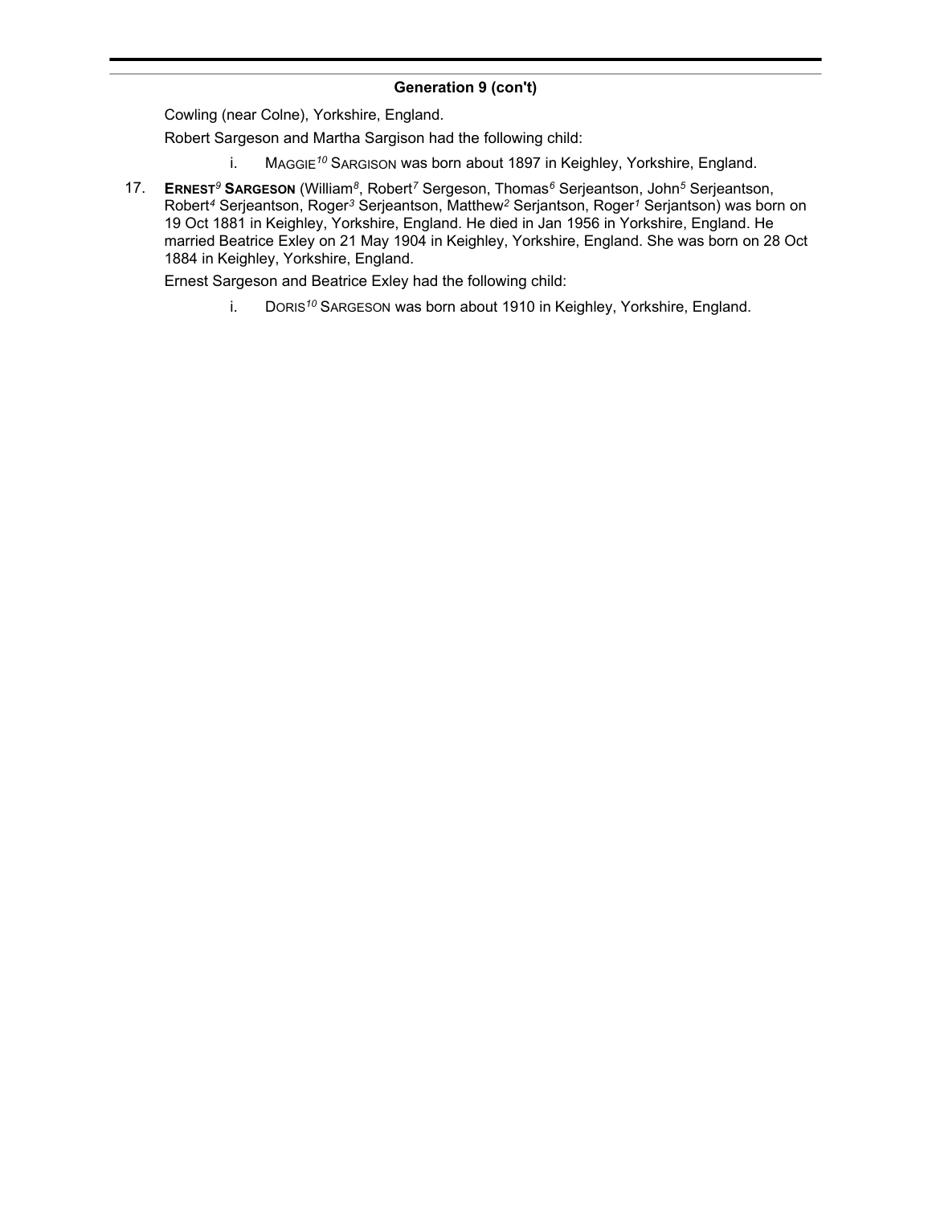## Generation 9 (con't)

Cowling (near Colne), Yorkshire, England.

Robert Sargeson and Martha Sargison had the following child:

i. MAGGIE$^{10}$ SARGISON was born about 1897 in Keighley, Yorkshire, England.

17. **ERNEST$^{9}$ SARGESON** (William$^{8}$, Robert$^{7}$ Sergeson, Thomas$^{6}$ Serjeantson, John$^{5}$ Serjeantson, Robert$^{4}$ Serjeantson, Roger$^{3}$ Serjeantson, Matthew$^{2}$ Serjantson, Roger$^{1}$ Serjantson) was born on 19 Oct 1881 in Keighley, Yorkshire, England. He died in Jan 1956 in Yorkshire, England. He married Beatrice Exley on 21 May 1904 in Keighley, Yorkshire, England. She was born on 28 Oct 1884 in Keighley, Yorkshire, England.

Ernest Sargeson and Beatrice Exley had the following child:

i. DORIS$^{10}$ SARGESON was born about 1910 in Keighley, Yorkshire, England.